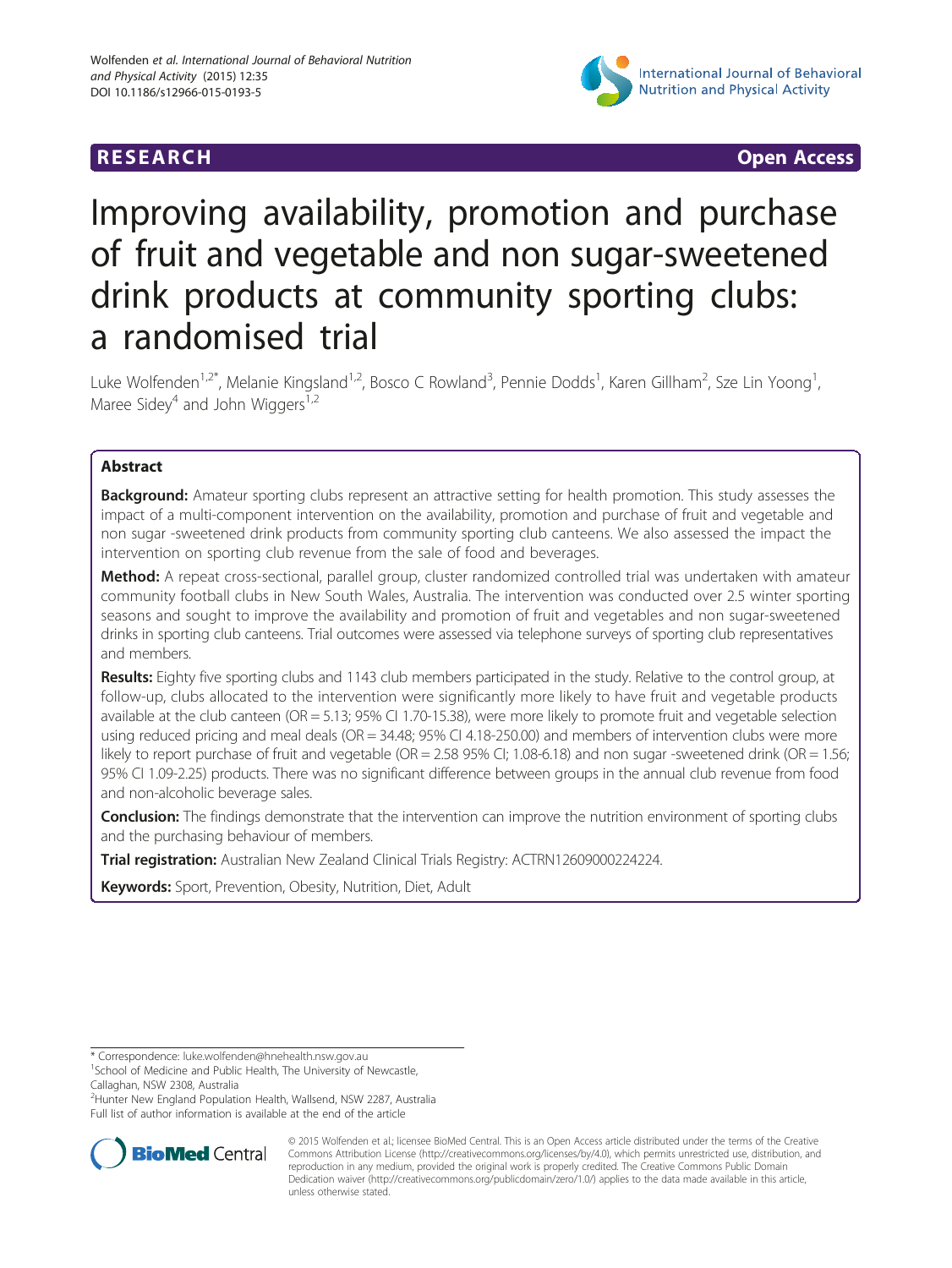RESEARCH Open Access

# Improving availability, promotion and purchase of fruit and vegetable and non sugar-sweetened drink products at community sporting clubs: a randomised trial

Luke Wolfenden[1,2*], Melanie Kingsland[1,2], Bosco C Rowland[3], Pennie Dodds[1], Karen Gillham[2], Sze Lin Yoong[1], Maree Sidey[4] and John Wiggers[1,2]

## Abstract

**Background:** Amateur sporting clubs represent an attractive setting for health promotion. This study assesses the impact of a multi-component intervention on the availability, promotion and purchase of fruit and vegetable and non sugar -sweetened drink products from community sporting club canteens. We also assessed the impact the intervention on sporting club revenue from the sale of food and beverages.

**Method:** A repeat cross-sectional, parallel group, cluster randomized controlled trial was undertaken with amateur community football clubs in New South Wales, Australia. The intervention was conducted over 2.5 winter sporting seasons and sought to improve the availability and promotion of fruit and vegetables and non sugar-sweetened drinks in sporting club canteens. Trial outcomes were assessed via telephone surveys of sporting club representatives and members.

**Results:** Eighty five sporting clubs and 1143 club members participated in the study. Relative to the control group, at follow-up, clubs allocated to the intervention were significantly more likely to have fruit and vegetable products available at the club canteen (OR = 5.13; 95% CI 1.70-15.38), were more likely to promote fruit and vegetable selection using reduced pricing and meal deals (OR = 34.48; 95% CI 4.18-250.00) and members of intervention clubs were more likely to report purchase of fruit and vegetable (OR = 2.58 95% CI; 1.08-6.18) and non sugar -sweetened drink (OR = 1.56; 95% CI 1.09-2.25) products. There was no significant difference between groups in the annual club revenue from food and non-alcoholic beverage sales.

**Conclusion:** The findings demonstrate that the intervention can improve the nutrition environment of sporting clubs and the purchasing behaviour of members.

**Trial registration:** Australian New Zealand Clinical Trials Registry: ACTRN12609000224224.

**Keywords:** Sport, Prevention, Obesity, Nutrition, Diet, Adult

* Correspondence: luke.wolfenden@hnehealth.nsw.gov.au
[1]School of Medicine and Public Health, The University of Newcastle, Callaghan, NSW 2308, Australia
[2]Hunter New England Population Health, Wallsend, NSW 2287, Australia
Full list of author information is available at the end of the article

© 2015 Wolfenden et al.; licensee BioMed Central. This is an Open Access article distributed under the terms of the Creative Commons Attribution License (http://creativecommons.org/licenses/by/4.0), which permits unrestricted use, distribution, and reproduction in any medium, provided the original work is properly credited. The Creative Commons Public Domain Dedication waiver (http://creativecommons.org/publicdomain/zero/1.0/) applies to the data made available in this article, unless otherwise stated.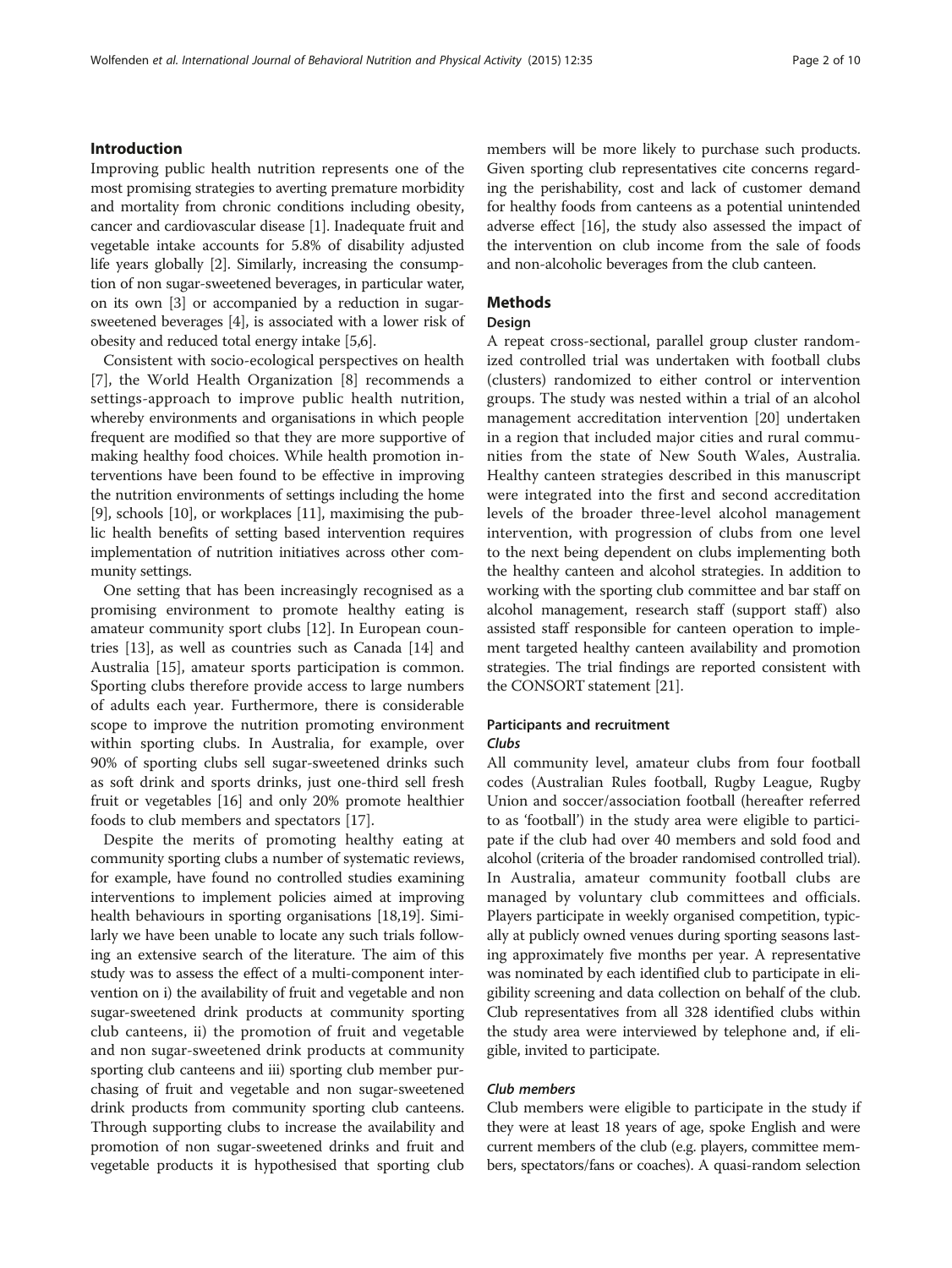## Introduction

Improving public health nutrition represents one of the most promising strategies to averting premature morbidity and mortality from chronic conditions including obesity, cancer and cardiovascular disease [1]. Inadequate fruit and vegetable intake accounts for 5.8% of disability adjusted life years globally [2]. Similarly, increasing the consumption of non sugar-sweetened beverages, in particular water, on its own [3] or accompanied by a reduction in sugar-sweetened beverages [4], is associated with a lower risk of obesity and reduced total energy intake [5,6].

Consistent with socio-ecological perspectives on health [7], the World Health Organization [8] recommends a settings-approach to improve public health nutrition, whereby environments and organisations in which people frequent are modified so that they are more supportive of making healthy food choices. While health promotion interventions have been found to be effective in improving the nutrition environments of settings including the home [9], schools [10], or workplaces [11], maximising the public health benefits of setting based intervention requires implementation of nutrition initiatives across other community settings.

One setting that has been increasingly recognised as a promising environment to promote healthy eating is amateur community sport clubs [12]. In European countries [13], as well as countries such as Canada [14] and Australia [15], amateur sports participation is common. Sporting clubs therefore provide access to large numbers of adults each year. Furthermore, there is considerable scope to improve the nutrition promoting environment within sporting clubs. In Australia, for example, over 90% of sporting clubs sell sugar-sweetened drinks such as soft drink and sports drinks, just one-third sell fresh fruit or vegetables [16] and only 20% promote healthier foods to club members and spectators [17].

Despite the merits of promoting healthy eating at community sporting clubs a number of systematic reviews, for example, have found no controlled studies examining interventions to implement policies aimed at improving health behaviours in sporting organisations [18,19]. Similarly we have been unable to locate any such trials following an extensive search of the literature. The aim of this study was to assess the effect of a multi-component intervention on i) the availability of fruit and vegetable and non sugar-sweetened drink products at community sporting club canteens, ii) the promotion of fruit and vegetable and non sugar-sweetened drink products at community sporting club canteens and iii) sporting club member purchasing of fruit and vegetable and non sugar-sweetened drink products from community sporting club canteens. Through supporting clubs to increase the availability and promotion of non sugar-sweetened drinks and fruit and vegetable products it is hypothesised that sporting club members will be more likely to purchase such products. Given sporting club representatives cite concerns regarding the perishability, cost and lack of customer demand for healthy foods from canteens as a potential unintended adverse effect [16], the study also assessed the impact of the intervention on club income from the sale of foods and non-alcoholic beverages from the club canteen.

## Methods

### Design

A repeat cross-sectional, parallel group cluster randomized controlled trial was undertaken with football clubs (clusters) randomized to either control or intervention groups. The study was nested within a trial of an alcohol management accreditation intervention [20] undertaken in a region that included major cities and rural communities from the state of New South Wales, Australia. Healthy canteen strategies described in this manuscript were integrated into the first and second accreditation levels of the broader three-level alcohol management intervention, with progression of clubs from one level to the next being dependent on clubs implementing both the healthy canteen and alcohol strategies. In addition to working with the sporting club committee and bar staff on alcohol management, research staff (support staff) also assisted staff responsible for canteen operation to implement targeted healthy canteen availability and promotion strategies. The trial findings are reported consistent with the CONSORT statement [21].

### Participants and recruitment

#### *Clubs*

All community level, amateur clubs from four football codes (Australian Rules football, Rugby League, Rugby Union and soccer/association football (hereafter referred to as 'football') in the study area were eligible to participate if the club had over 40 members and sold food and alcohol (criteria of the broader randomised controlled trial). In Australia, amateur community football clubs are managed by voluntary club committees and officials. Players participate in weekly organised competition, typically at publicly owned venues during sporting seasons lasting approximately five months per year. A representative was nominated by each identified club to participate in eligibility screening and data collection on behalf of the club. Club representatives from all 328 identified clubs within the study area were interviewed by telephone and, if eligible, invited to participate.

#### *Club members*

Club members were eligible to participate in the study if they were at least 18 years of age, spoke English and were current members of the club (e.g. players, committee members, spectators/fans or coaches). A quasi-random selection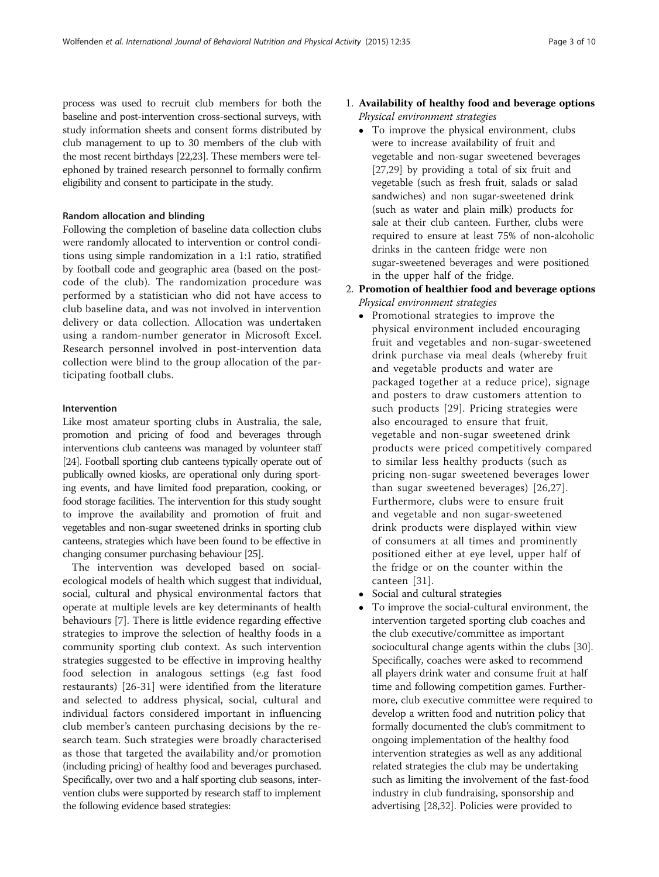process was used to recruit club members for both the baseline and post-intervention cross-sectional surveys, with study information sheets and consent forms distributed by club management to up to 30 members of the club with the most recent birthdays [22,23]. These members were telephoned by trained research personnel to formally confirm eligibility and consent to participate in the study.

#### Random allocation and blinding

Following the completion of baseline data collection clubs were randomly allocated to intervention or control conditions using simple randomization in a 1:1 ratio, stratified by football code and geographic area (based on the postcode of the club). The randomization procedure was performed by a statistician who did not have access to club baseline data, and was not involved in intervention delivery or data collection. Allocation was undertaken using a random-number generator in Microsoft Excel. Research personnel involved in post-intervention data collection were blind to the group allocation of the participating football clubs.

#### Intervention

Like most amateur sporting clubs in Australia, the sale, promotion and pricing of food and beverages through interventions club canteens was managed by volunteer staff [24]. Football sporting club canteens typically operate out of publically owned kiosks, are operational only during sporting events, and have limited food preparation, cooking, or food storage facilities. The intervention for this study sought to improve the availability and promotion of fruit and vegetables and non-sugar sweetened drinks in sporting club canteens, strategies which have been found to be effective in changing consumer purchasing behaviour [25].

The intervention was developed based on social-ecological models of health which suggest that individual, social, cultural and physical environmental factors that operate at multiple levels are key determinants of health behaviours [7]. There is little evidence regarding effective strategies to improve the selection of healthy foods in a community sporting club context. As such intervention strategies suggested to be effective in improving healthy food selection in analogous settings (e.g fast food restaurants) [26-31] were identified from the literature and selected to address physical, social, cultural and individual factors considered important in influencing club member's canteen purchasing decisions by the research team. Such strategies were broadly characterised as those that targeted the availability and/or promotion (including pricing) of healthy food and beverages purchased. Specifically, over two and a half sporting club seasons, intervention clubs were supported by research staff to implement the following evidence based strategies:

1. **Availability of healthy food and beverage options**
   *Physical environment strategies*
   - To improve the physical environment, clubs were to increase availability of fruit and vegetable and non-sugar sweetened beverages [27,29] by providing a total of six fruit and vegetable (such as fresh fruit, salads or salad sandwiches) and non sugar-sweetened drink (such as water and plain milk) products for sale at their club canteen. Further, clubs were required to ensure at least 75% of non-alcoholic drinks in the canteen fridge were non sugar-sweetened beverages and were positioned in the upper half of the fridge.
2. **Promotion of healthier food and beverage options**
   *Physical environment strategies*
   - Promotional strategies to improve the physical environment included encouraging fruit and vegetables and non-sugar-sweetened drink purchase via meal deals (whereby fruit and vegetable products and water are packaged together at a reduce price), signage and posters to draw customers attention to such products [29]. Pricing strategies were also encouraged to ensure that fruit, vegetable and non-sugar sweetened drink products were priced competitively compared to similar less healthy products (such as pricing non-sugar sweetened beverages lower than sugar sweetened beverages) [26,27]. Furthermore, clubs were to ensure fruit and vegetable and non sugar-sweetened drink products were displayed within view of consumers at all times and prominently positioned either at eye level, upper half of the fridge or on the counter within the canteen [31].
   - Social and cultural strategies
   - To improve the social-cultural environment, the intervention targeted sporting club coaches and the club executive/committee as important sociocultural change agents within the clubs [30]. Specifically, coaches were asked to recommend all players drink water and consume fruit at half time and following competition games. Furthermore, club executive committee were required to develop a written food and nutrition policy that formally documented the club's commitment to ongoing implementation of the healthy food intervention strategies as well as any additional related strategies the club may be undertaking such as limiting the involvement of the fast-food industry in club fundraising, sponsorship and advertising [28,32]. Policies were provided to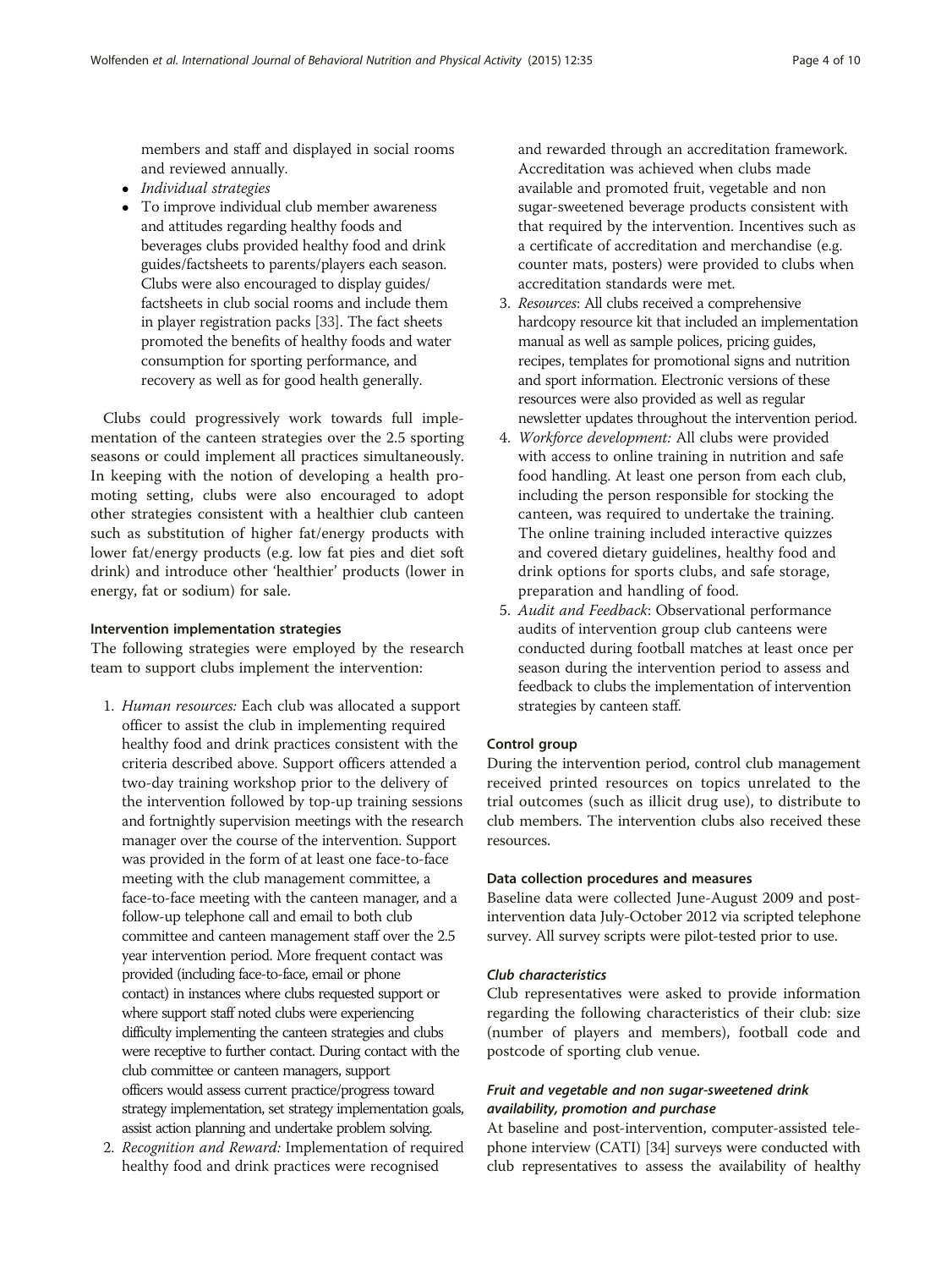members and staff and displayed in social rooms and reviewed annually.

- *Individual strategies*
- To improve individual club member awareness and attitudes regarding healthy foods and beverages clubs provided healthy food and drink guides/factsheets to parents/players each season. Clubs were also encouraged to display guides/factsheets in club social rooms and include them in player registration packs [33]. The fact sheets promoted the benefits of healthy foods and water consumption for sporting performance, and recovery as well as for good health generally.

Clubs could progressively work towards full implementation of the canteen strategies over the 2.5 sporting seasons or could implement all practices simultaneously. In keeping with the notion of developing a health promoting setting, clubs were also encouraged to adopt other strategies consistent with a healthier club canteen such as substitution of higher fat/energy products with lower fat/energy products (e.g. low fat pies and diet soft drink) and introduce other 'healthier' products (lower in energy, fat or sodium) for sale.

#### Intervention implementation strategies

The following strategies were employed by the research team to support clubs implement the intervention:

1. *Human resources:* Each club was allocated a support officer to assist the club in implementing required healthy food and drink practices consistent with the criteria described above. Support officers attended a two-day training workshop prior to the delivery of the intervention followed by top-up training sessions and fortnightly supervision meetings with the research manager over the course of the intervention. Support was provided in the form of at least one face-to-face meeting with the club management committee, a face-to-face meeting with the canteen manager, and a follow-up telephone call and email to both club committee and canteen management staff over the 2.5 year intervention period. More frequent contact was provided (including face-to-face, email or phone contact) in instances where clubs requested support or where support staff noted clubs were experiencing difficulty implementing the canteen strategies and clubs were receptive to further contact. During contact with the club committee or canteen managers, support officers would assess current practice/progress toward strategy implementation, set strategy implementation goals, assist action planning and undertake problem solving.
2. *Recognition and Reward:* Implementation of required healthy food and drink practices were recognised and rewarded through an accreditation framework. Accreditation was achieved when clubs made available and promoted fruit, vegetable and non sugar-sweetened beverage products consistent with that required by the intervention. Incentives such as a certificate of accreditation and merchandise (e.g. counter mats, posters) were provided to clubs when accreditation standards were met.
3. *Resources*: All clubs received a comprehensive hardcopy resource kit that included an implementation manual as well as sample polices, pricing guides, recipes, templates for promotional signs and nutrition and sport information. Electronic versions of these resources were also provided as well as regular newsletter updates throughout the intervention period.
4. *Workforce development:* All clubs were provided with access to online training in nutrition and safe food handling. At least one person from each club, including the person responsible for stocking the canteen, was required to undertake the training. The online training included interactive quizzes and covered dietary guidelines, healthy food and drink options for sports clubs, and safe storage, preparation and handling of food.
5. *Audit and Feedback*: Observational performance audits of intervention group club canteens were conducted during football matches at least once per season during the intervention period to assess and feedback to clubs the implementation of intervention strategies by canteen staff.

#### Control group

During the intervention period, control club management received printed resources on topics unrelated to the trial outcomes (such as illicit drug use), to distribute to club members. The intervention clubs also received these resources.

#### Data collection procedures and measures

Baseline data were collected June-August 2009 and post-intervention data July-October 2012 via scripted telephone survey. All survey scripts were pilot-tested prior to use.

##### *Club characteristics*

Club representatives were asked to provide information regarding the following characteristics of their club: size (number of players and members), football code and postcode of sporting club venue.

##### *Fruit and vegetable and non sugar-sweetened drink availability, promotion and purchase*

At baseline and post-intervention, computer-assisted telephone interview (CATI) [34] surveys were conducted with club representatives to assess the availability of healthy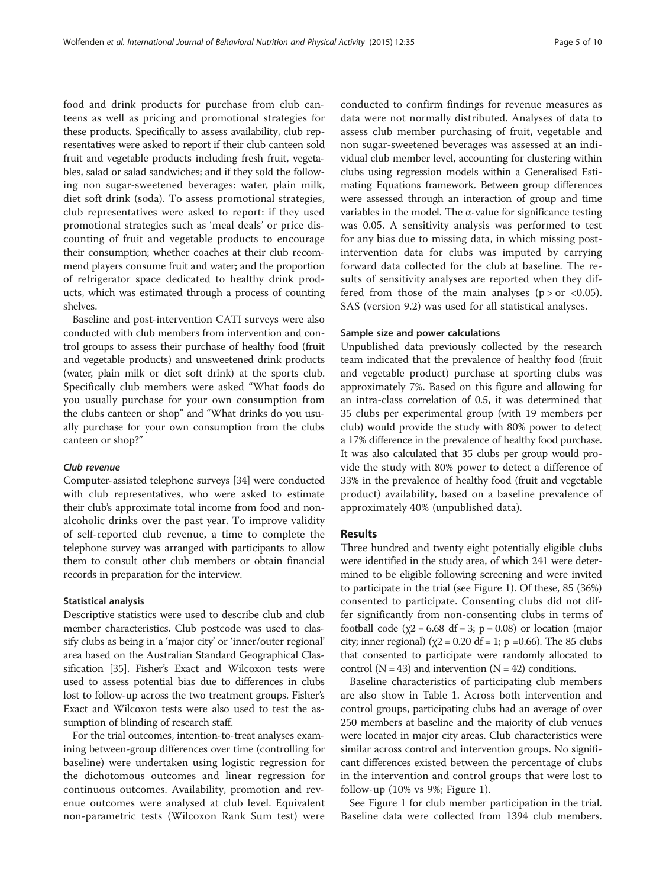food and drink products for purchase from club canteens as well as pricing and promotional strategies for these products. Specifically to assess availability, club representatives were asked to report if their club canteen sold fruit and vegetable products including fresh fruit, vegetables, salad or salad sandwiches; and if they sold the following non sugar-sweetened beverages: water, plain milk, diet soft drink (soda). To assess promotional strategies, club representatives were asked to report: if they used promotional strategies such as 'meal deals' or price discounting of fruit and vegetable products to encourage their consumption; whether coaches at their club recommend players consume fruit and water; and the proportion of refrigerator space dedicated to healthy drink products, which was estimated through a process of counting shelves.

Baseline and post-intervention CATI surveys were also conducted with club members from intervention and control groups to assess their purchase of healthy food (fruit and vegetable products) and unsweetened drink products (water, plain milk or diet soft drink) at the sports club. Specifically club members were asked "What foods do you usually purchase for your own consumption from the clubs canteen or shop" and "What drinks do you usually purchase for your own consumption from the clubs canteen or shop?"

#### *Club revenue*

Computer-assisted telephone surveys [34] were conducted with club representatives, who were asked to estimate their club's approximate total income from food and non-alcoholic drinks over the past year. To improve validity of self-reported club revenue, a time to complete the telephone survey was arranged with participants to allow them to consult other club members or obtain financial records in preparation for the interview.

### Statistical analysis

Descriptive statistics were used to describe club and club member characteristics. Club postcode was used to classify clubs as being in a 'major city' or 'inner/outer regional' area based on the Australian Standard Geographical Classification [35]. Fisher's Exact and Wilcoxon tests were used to assess potential bias due to differences in clubs lost to follow-up across the two treatment groups. Fisher's Exact and Wilcoxon tests were also used to test the assumption of blinding of research staff.

For the trial outcomes, intention-to-treat analyses examining between-group differences over time (controlling for baseline) were undertaken using logistic regression for the dichotomous outcomes and linear regression for continuous outcomes. Availability, promotion and revenue outcomes were analysed at club level. Equivalent non-parametric tests (Wilcoxon Rank Sum test) were conducted to confirm findings for revenue measures as data were not normally distributed. Analyses of data to assess club member purchasing of fruit, vegetable and non sugar-sweetened beverages was assessed at an individual club member level, accounting for clustering within clubs using regression models within a Generalised Estimating Equations framework. Between group differences were assessed through an interaction of group and time variables in the model. The α-value for significance testing was 0.05. A sensitivity analysis was performed to test for any bias due to missing data, in which missing post-intervention data for clubs was imputed by carrying forward data collected for the club at baseline. The results of sensitivity analyses are reported when they differed from those of the main analyses ($p >$ or $<0.05$). SAS (version 9.2) was used for all statistical analyses.

### Sample size and power calculations

Unpublished data previously collected by the research team indicated that the prevalence of healthy food (fruit and vegetable product) purchase at sporting clubs was approximately 7%. Based on this figure and allowing for an intra-class correlation of 0.5, it was determined that 35 clubs per experimental group (with 19 members per club) would provide the study with 80% power to detect a 17% difference in the prevalence of healthy food purchase. It was also calculated that 35 clubs per group would provide the study with 80% power to detect a difference of 33% in the prevalence of healthy food (fruit and vegetable product) availability, based on a baseline prevalence of approximately 40% (unpublished data).

## Results

Three hundred and twenty eight potentially eligible clubs were identified in the study area, of which 241 were determined to be eligible following screening and were invited to participate in the trial (see Figure 1). Of these, 85 (36%) consented to participate. Consenting clubs did not differ significantly from non-consenting clubs in terms of football code ($\chi2 = 6.68$ df = 3; $p = 0.08$) or location (major city; inner regional) ($\chi2 = 0.20$ df = 1; $p = 0.66$). The 85 clubs that consented to participate were randomly allocated to control ($N = 43$) and intervention ($N = 42$) conditions.

Baseline characteristics of participating club members are also show in Table 1. Across both intervention and control groups, participating clubs had an average of over 250 members at baseline and the majority of club venues were located in major city areas. Club characteristics were similar across control and intervention groups. No significant differences existed between the percentage of clubs in the intervention and control groups that were lost to follow-up (10% vs 9%; Figure 1).

See Figure 1 for club member participation in the trial. Baseline data were collected from 1394 club members.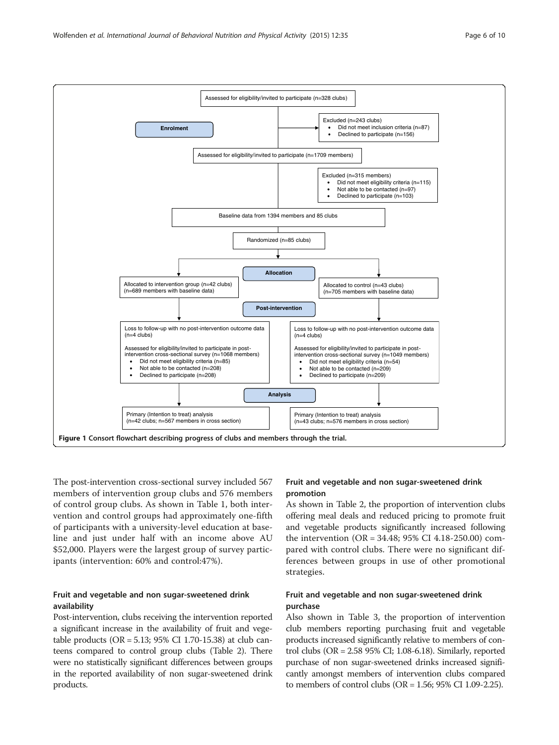Assessed for eligibility/invited to participate (n=328 clubs)

**Enrolment**

Excluded (n=243 clubs)

- Did not meet inclusion criteria (n=87)
- Declined to participate (n=156)

Assessed for eligibility/invited to participate (n=1709 members)

Excluded (n=315 members)

- Did not meet eligibility criteria (n=115)
- Not able to be contacted (n=97)
- Declined to participate (n=103)

Baseline data from 1394 members and 85 clubs

Randomized (n=85 clubs)

**Allocation**

Allocated to intervention group (n=42 clubs) (n=689 members with baseline data)

Allocated to control (n=43 clubs) (n=705 members with baseline data)

**Post-intervention**

Loss to follow-up with no post-intervention outcome data (n=4 clubs)

Assessed for eligibility/invited to participate in post-intervention cross-sectional survey (n=1068 members)

- Did not meet eligibility criteria (n=85)
- Not able to be contacted (n=208)
- Declined to participate (n=208)

Loss to follow-up with no post-intervention outcome data (n=4 clubs)

Assessed for eligibility/invited to participate in post-intervention cross-sectional survey (n=1049 members)

- Did not meet eligibility criteria (n=54)
- Not able to be contacted (n=209)
- Declined to participate (n=209)

**Analysis**

Primary (Intention to treat) analysis (n=42 clubs; n=567 members in cross section)

Primary (Intention to treat) analysis (n=43 clubs; n=576 members in cross section)

**Figure 1 Consort flowchart describing progress of clubs and members through the trial.**

The post-intervention cross-sectional survey included 567 members of intervention group clubs and 576 members of control group clubs. As shown in Table 1, both intervention and control groups had approximately one-fifth of participants with a university-level education at baseline and just under half with an income above AU \$52,000. Players were the largest group of survey participants (intervention: 60% and control:47%).

### Fruit and vegetable and non sugar-sweetened drink availability

Post-intervention, clubs receiving the intervention reported a significant increase in the availability of fruit and vegetable products (OR = 5.13; 95% CI 1.70-15.38) at club canteens compared to control group clubs (Table 2). There were no statistically significant differences between groups in the reported availability of non sugar-sweetened drink products.

### Fruit and vegetable and non sugar-sweetened drink promotion

As shown in Table 2, the proportion of intervention clubs offering meal deals and reduced pricing to promote fruit and vegetable products significantly increased following the intervention (OR = 34.48; 95% CI 4.18-250.00) compared with control clubs. There were no significant differences between groups in use of other promotional strategies.

### Fruit and vegetable and non sugar-sweetened drink purchase

Also shown in Table 3, the proportion of intervention club members reporting purchasing fruit and vegetable products increased significantly relative to members of control clubs (OR = 2.58 95% CI; 1.08-6.18). Similarly, reported purchase of non sugar-sweetened drinks increased significantly amongst members of intervention clubs compared to members of control clubs (OR = 1.56; 95% CI 1.09-2.25).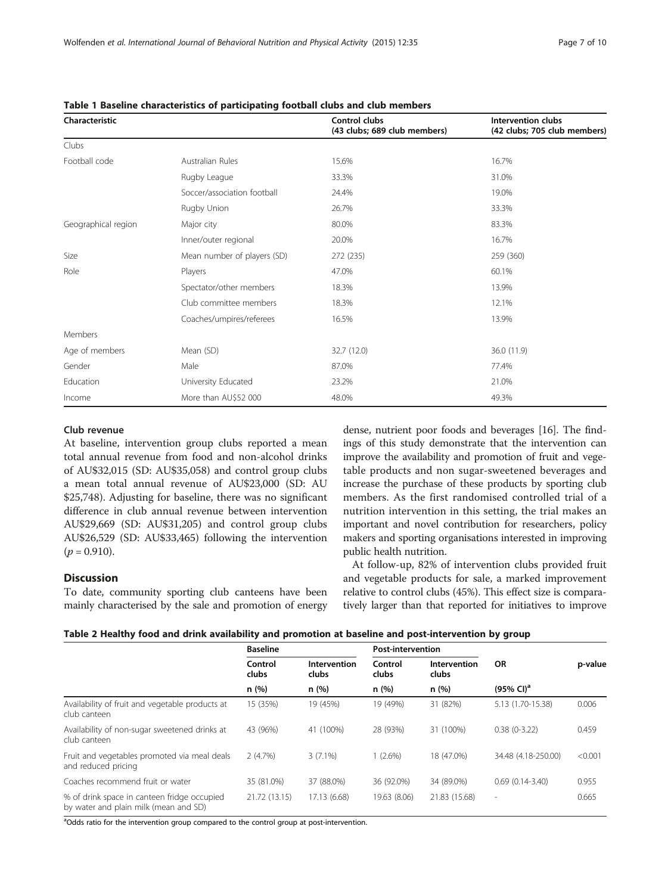**Table 1 Baseline characteristics of participating football clubs and club members**

| Characteristic | | Control clubs (43 clubs; 689 club members) | Intervention clubs (42 clubs; 705 club members) |
|---|---|---|---|
| Clubs | | | |
| Football code | Australian Rules | 15.6% | 16.7% |
| | Rugby League | 33.3% | 31.0% |
| | Soccer/association football | 24.4% | 19.0% |
| | Rugby Union | 26.7% | 33.3% |
| Geographical region | Major city | 80.0% | 83.3% |
| | Inner/outer regional | 20.0% | 16.7% |
| Size | Mean number of players (SD) | 272 (235) | 259 (360) |
| Role | Players | 47.0% | 60.1% |
| | Spectator/other members | 18.3% | 13.9% |
| | Club committee members | 18.3% | 12.1% |
| | Coaches/umpires/referees | 16.5% | 13.9% |
| Members | | | |
| Age of members | Mean (SD) | 32.7 (12.0) | 36.0 (11.9) |
| Gender | Male | 87.0% | 77.4% |
| Education | University Educated | 23.2% | 21.0% |
| Income | More than AU$52 000 | 48.0% | 49.3% |

### Club revenue

At baseline, intervention group clubs reported a mean total annual revenue from food and non-alcohol drinks of AU$32,015 (SD: AU$35,058) and control group clubs a mean total annual revenue of AU$23,000 (SD: AU $25,748). Adjusting for baseline, there was no significant difference in club annual revenue between intervention AU$29,669 (SD: AU$31,205) and control group clubs AU$26,529 (SD: AU$33,465) following the intervention ($p = 0.910$).

## Discussion

To date, community sporting club canteens have been mainly characterised by the sale and promotion of energy dense, nutrient poor foods and beverages [16]. The findings of this study demonstrate that the intervention can improve the availability and promotion of fruit and vegetable products and non sugar-sweetened beverages and increase the purchase of these products by sporting club members. As the first randomised controlled trial of a nutrition intervention in this setting, the trial makes an important and novel contribution for researchers, policy makers and sporting organisations interested in improving public health nutrition.

At follow-up, 82% of intervention clubs provided fruit and vegetable products for sale, a marked improvement relative to control clubs (45%). This effect size is comparatively larger than that reported for initiatives to improve

**Table 2 Healthy food and drink availability and promotion at baseline and post-intervention by group**

| | Baseline | | Post-intervention | | | |
|---|---|---|---|---|---|---|
| | Control clubs | Intervention clubs | Control clubs | Intervention clubs | OR | p-value |
| | n (%) | n (%) | n (%) | n (%) | (95% CI)[a] | |
| Availability of fruit and vegetable products at club canteen | 15 (35%) | 19 (45%) | 19 (49%) | 31 (82%) | 5.13 (1.70-15.38) | 0.006 |
| Availability of non-sugar sweetened drinks at club canteen | 43 (96%) | 41 (100%) | 28 (93%) | 31 (100%) | 0.38 (0-3.22) | 0.459 |
| Fruit and vegetables promoted via meal deals and reduced pricing | 2 (4.7%) | 3 (7.1%) | 1 (2.6%) | 18 (47.0%) | 34.48 (4.18-250.00) | <0.001 |
| Coaches recommend fruit or water | 35 (81.0%) | 37 (88.0%) | 36 (92.0%) | 34 (89.0%) | 0.69 (0.14-3.40) | 0.955 |
| % of drink space in canteen fridge occupied by water and plain milk (mean and SD) | 21.72 (13.15) | 17.13 (6.68) | 19.63 (8.06) | 21.83 (15.68) | - | 0.665 |

[a]Odds ratio for the intervention group compared to the control group at post-intervention.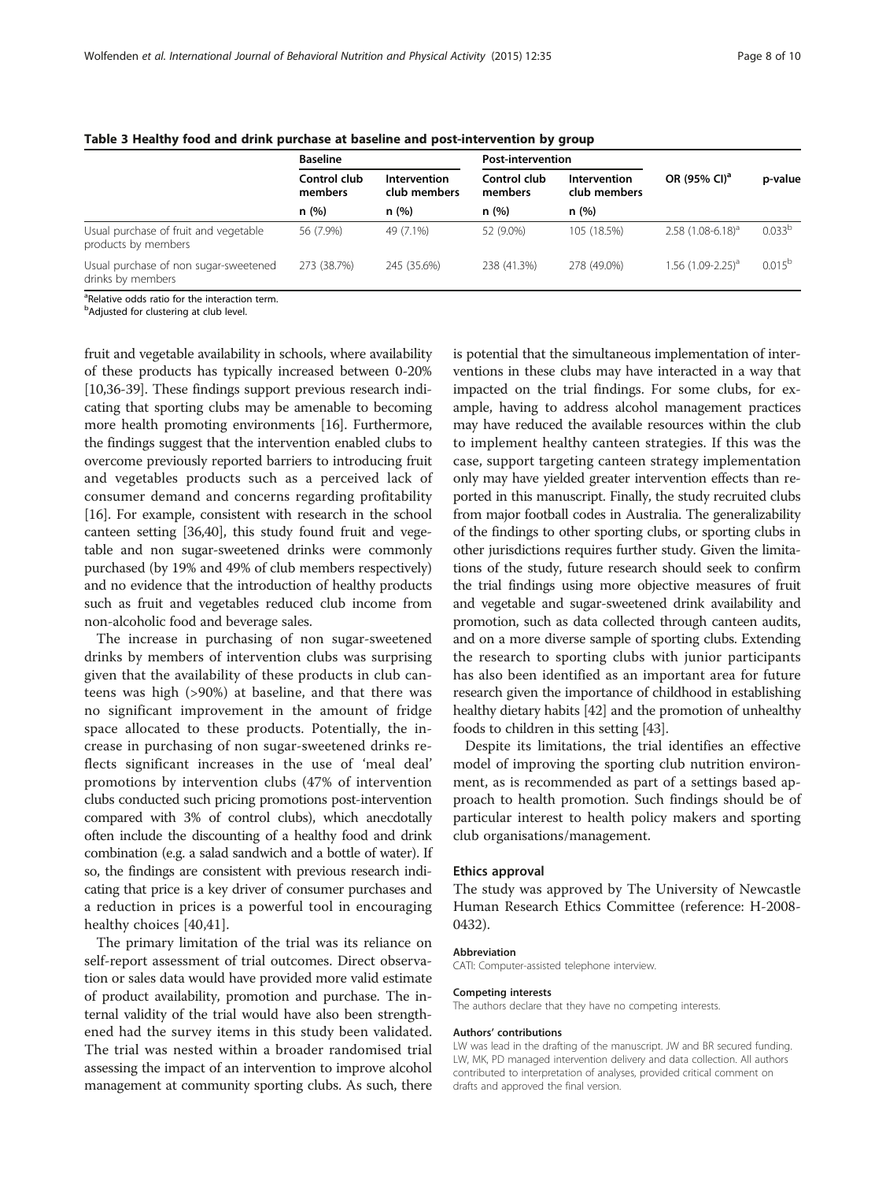**Table 3 Healthy food and drink purchase at baseline and post-intervention by group**

| | Baseline | | Post-intervention | | | |
|---|---|---|---|---|---|---|
| | Control club members | Intervention club members | Control club members | Intervention club members | OR (95% CI)[a] | p-value |
| | n (%) | n (%) | n (%) | n (%) | | |
| Usual purchase of fruit and vegetable products by members | 56 (7.9%) | 49 (7.1%) | 52 (9.0%) | 105 (18.5%) | 2.58 (1.08-6.18)[a] | 0.033[b] |
| Usual purchase of non sugar-sweetened drinks by members | 273 (38.7%) | 245 (35.6%) | 238 (41.3%) | 278 (49.0%) | 1.56 (1.09-2.25)[a] | 0.015[b] |

[a]Relative odds ratio for the interaction term.
[b]Adjusted for clustering at club level.

fruit and vegetable availability in schools, where availability of these products has typically increased between 0-20% [10,36-39]. These findings support previous research indicating that sporting clubs may be amenable to becoming more health promoting environments [16]. Furthermore, the findings suggest that the intervention enabled clubs to overcome previously reported barriers to introducing fruit and vegetables products such as a perceived lack of consumer demand and concerns regarding profitability [16]. For example, consistent with research in the school canteen setting [36,40], this study found fruit and vegetable and non sugar-sweetened drinks were commonly purchased (by 19% and 49% of club members respectively) and no evidence that the introduction of healthy products such as fruit and vegetables reduced club income from non-alcoholic food and beverage sales.

The increase in purchasing of non sugar-sweetened drinks by members of intervention clubs was surprising given that the availability of these products in club canteens was high (>90%) at baseline, and that there was no significant improvement in the amount of fridge space allocated to these products. Potentially, the increase in purchasing of non sugar-sweetened drinks reflects significant increases in the use of 'meal deal' promotions by intervention clubs (47% of intervention clubs conducted such pricing promotions post-intervention compared with 3% of control clubs), which anecdotally often include the discounting of a healthy food and drink combination (e.g. a salad sandwich and a bottle of water). If so, the findings are consistent with previous research indicating that price is a key driver of consumer purchases and a reduction in prices is a powerful tool in encouraging healthy choices [40,41].

The primary limitation of the trial was its reliance on self-report assessment of trial outcomes. Direct observation or sales data would have provided more valid estimate of product availability, promotion and purchase. The internal validity of the trial would have also been strengthened had the survey items in this study been validated. The trial was nested within a broader randomised trial assessing the impact of an intervention to improve alcohol management at community sporting clubs. As such, there is potential that the simultaneous implementation of interventions in these clubs may have interacted in a way that impacted on the trial findings. For some clubs, for example, having to address alcohol management practices may have reduced the available resources within the club to implement healthy canteen strategies. If this was the case, support targeting canteen strategy implementation only may have yielded greater intervention effects than reported in this manuscript. Finally, the study recruited clubs from major football codes in Australia. The generalizability of the findings to other sporting clubs, or sporting clubs in other jurisdictions requires further study. Given the limitations of the study, future research should seek to confirm the trial findings using more objective measures of fruit and vegetable and sugar-sweetened drink availability and promotion, such as data collected through canteen audits, and on a more diverse sample of sporting clubs. Extending the research to sporting clubs with junior participants has also been identified as an important area for future research given the importance of childhood in establishing healthy dietary habits [42] and the promotion of unhealthy foods to children in this setting [43].

Despite its limitations, the trial identifies an effective model of improving the sporting club nutrition environment, as is recommended as part of a settings based approach to health promotion. Such findings should be of particular interest to health policy makers and sporting club organisations/management.

## Ethics approval

The study was approved by The University of Newcastle Human Research Ethics Committee (reference: H-2008-0432).

#### Abbreviation

CATI: Computer-assisted telephone interview.

#### Competing interests

The authors declare that they have no competing interests.

#### Authors' contributions

LW was lead in the drafting of the manuscript. JW and BR secured funding. LW, MK, PD managed intervention delivery and data collection. All authors contributed to interpretation of analyses, provided critical comment on drafts and approved the final version.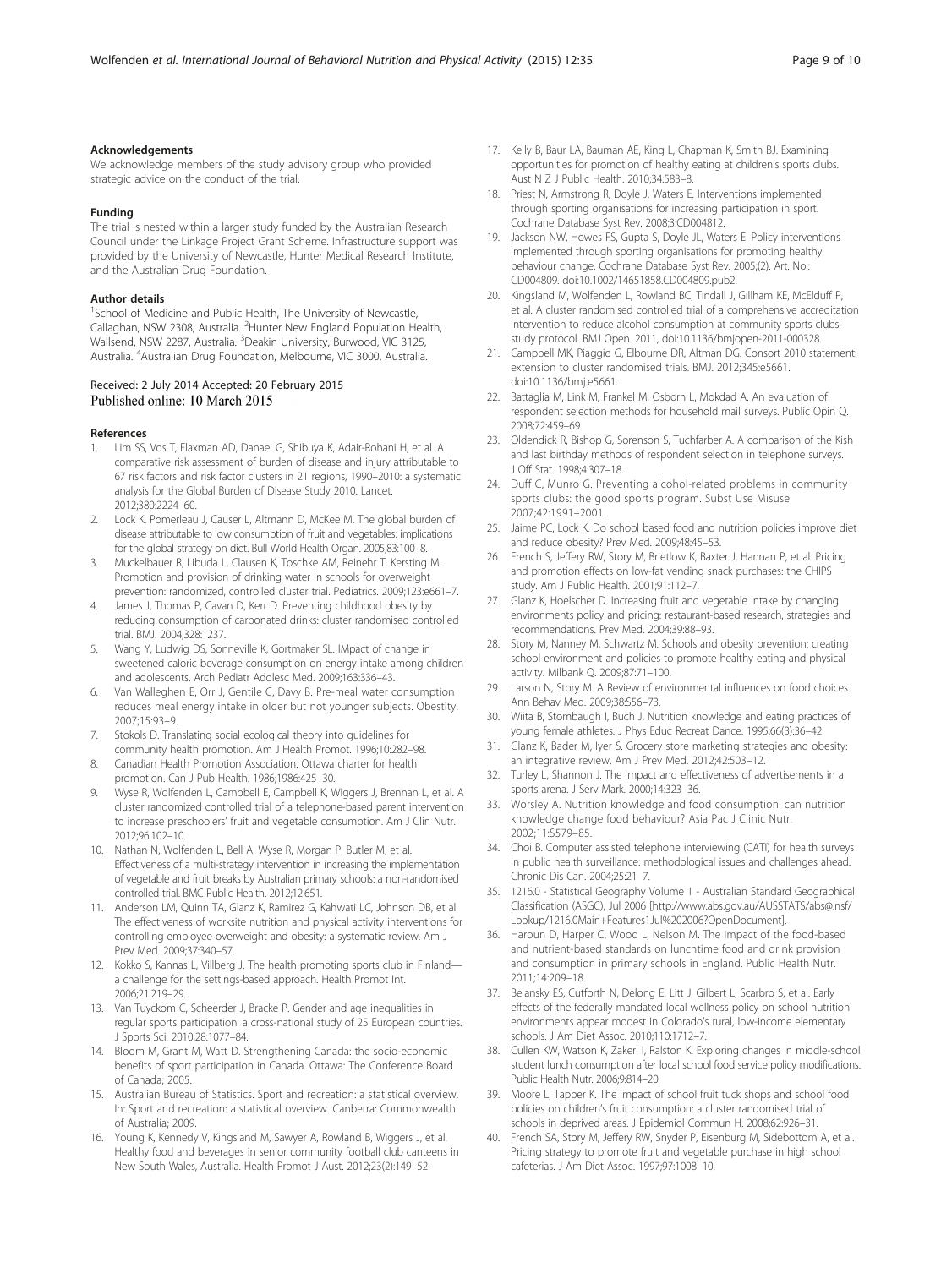### Acknowledgements

We acknowledge members of the study advisory group who provided strategic advice on the conduct of the trial.

### Funding

The trial is nested within a larger study funded by the Australian Research Council under the Linkage Project Grant Scheme. Infrastructure support was provided by the University of Newcastle, Hunter Medical Research Institute, and the Australian Drug Foundation.

### Author details

[1]School of Medicine and Public Health, The University of Newcastle, Callaghan, NSW 2308, Australia. [2]Hunter New England Population Health, Wallsend, NSW 2287, Australia. [3]Deakin University, Burwood, VIC 3125, Australia. [4]Australian Drug Foundation, Melbourne, VIC 3000, Australia.

Received: 2 July 2014 Accepted: 20 February 2015
Published online: 10 March 2015

### References

1. Lim SS, Vos T, Flaxman AD, Danaei G, Shibuya K, Adair-Rohani H, et al. A comparative risk assessment of burden of disease and injury attributable to 67 risk factors and risk factor clusters in 21 regions, 1990–2010: a systematic analysis for the Global Burden of Disease Study 2010. Lancet. 2012;380:2224–60.
2. Lock K, Pomerleau J, Causer L, Altmann D, McKee M. The global burden of disease attributable to low consumption of fruit and vegetables: implications for the global strategy on diet. Bull World Health Organ. 2005;83:100–8.
3. Muckelbauer R, Libuda L, Clausen K, Toschke AM, Reinehr T, Kersting M. Promotion and provision of drinking water in schools for overweight prevention: randomized, controlled cluster trial. Pediatrics. 2009;123:e661–7.
4. James J, Thomas P, Cavan D, Kerr D. Preventing childhood obesity by reducing consumption of carbonated drinks: cluster randomised controlled trial. BMJ. 2004;328:1237.
5. Wang Y, Ludwig DS, Sonneville K, Gortmaker SL. IMpact of change in sweetened caloric beverage consumption on energy intake among children and adolescents. Arch Pediatr Adolesc Med. 2009;163:336–43.
6. Van Walleghen E, Orr J, Gentile C, Davy B. Pre-meal water consumption reduces meal energy intake in older but not younger subjects. Obestity. 2007;15:93–9.
7. Stokols D. Translating social ecological theory into guidelines for community health promotion. Am J Health Promot. 1996;10:282–98.
8. Canadian Health Promotion Association. Ottawa charter for health promotion. Can J Pub Health. 1986;1986:425–30.
9. Wyse R, Wolfenden L, Campbell E, Campbell K, Wiggers J, Brennan L, et al. A cluster randomized controlled trial of a telephone-based parent intervention to increase preschoolers' fruit and vegetable consumption. Am J Clin Nutr. 2012;96:102–10.
10. Nathan N, Wolfenden L, Bell A, Wyse R, Morgan P, Butler M, et al. Effectiveness of a multi-strategy intervention in increasing the implementation of vegetable and fruit breaks by Australian primary schools: a non-randomised controlled trial. BMC Public Health. 2012;12:651.
11. Anderson LM, Quinn TA, Glanz K, Ramirez G, Kahwati LC, Johnson DB, et al. The effectiveness of worksite nutrition and physical activity interventions for controlling employee overweight and obesity: a systematic review. Am J Prev Med. 2009;37:340–57.
12. Kokko S, Kannas L, Villberg J. The health promoting sports club in Finland—a challenge for the settings-based approach. Health Promot Int. 2006;21:219–29.
13. Van Tuyckom C, Scheerder J, Bracke P. Gender and age inequalities in regular sports participation: a cross-national study of 25 European countries. J Sports Sci. 2010;28:1077–84.
14. Bloom M, Grant M, Watt D. Strengthening Canada: the socio-economic benefits of sport participation in Canada. Ottawa: The Conference Board of Canada; 2005.
15. Australian Bureau of Statistics. Sport and recreation: a statistical overview. In: Sport and recreation: a statistical overview. Canberra: Commonwealth of Australia; 2009.
16. Young K, Kennedy V, Kingsland M, Sawyer A, Rowland B, Wiggers J, et al. Healthy food and beverages in senior community football club canteens in New South Wales, Australia. Health Promot J Aust. 2012;23(2):149–52.
17. Kelly B, Baur LA, Bauman AE, King L, Chapman K, Smith BJ. Examining opportunities for promotion of healthy eating at children's sports clubs. Aust N Z J Public Health. 2010;34:583–8.
18. Priest N, Armstrong R, Doyle J, Waters E. Interventions implemented through sporting organisations for increasing participation in sport. Cochrane Database Syst Rev. 2008;3:CD004812.
19. Jackson NW, Howes FS, Gupta S, Doyle JL, Waters E. Policy interventions implemented through sporting organisations for promoting healthy behaviour change. Cochrane Database Syst Rev. 2005;(2). Art. No.: CD004809. doi:10.1002/14651858.CD004809.pub2.
20. Kingsland M, Wolfenden L, Rowland BC, Tindall J, Gillham KE, McElduff P, et al. A cluster randomised controlled trial of a comprehensive accreditation intervention to reduce alcohol consumption at community sports clubs: study protocol. BMJ Open. 2011, doi:10.1136/bmjopen-2011-000328.
21. Campbell MK, Piaggio G, Elbourne DR, Altman DG. Consort 2010 statement: extension to cluster randomised trials. BMJ. 2012;345:e5661. doi:10.1136/bmj.e5661.
22. Battaglia M, Link M, Frankel M, Osborn L, Mokdad A. An evaluation of respondent selection methods for household mail surveys. Public Opin Q. 2008;72:459–69.
23. Oldendick R, Bishop G, Sorenson S, Tuchfarber A. A comparison of the Kish and last birthday methods of respondent selection in telephone surveys. J Off Stat. 1998;4:307–18.
24. Duff C, Munro G. Preventing alcohol-related problems in community sports clubs: the good sports program. Subst Use Misuse. 2007;42:1991–2001.
25. Jaime PC, Lock K. Do school based food and nutrition policies improve diet and reduce obesity? Prev Med. 2009;48:45–53.
26. French S, Jeffery RW, Story M, Brietlow K, Baxter J, Hannan P, et al. Pricing and promotion effects on low-fat vending snack purchases: the CHIPS study. Am J Public Health. 2001;91:112–7.
27. Glanz K, Hoelscher D. Increasing fruit and vegetable intake by changing environments policy and pricing: restaurant-based research, strategies and recommendations. Prev Med. 2004;39:88–93.
28. Story M, Nanney M, Schwartz M. Schools and obesity prevention: creating school environment and policies to promote healthy eating and physical activity. Milbank Q. 2009;87:71–100.
29. Larson N, Story M. A Review of environmental influences on food choices. Ann Behav Med. 2009;38:S56–73.
30. Wiita B, Stombaugh I, Buch J. Nutrition knowledge and eating practices of young female athletes. J Phys Educ Recreat Dance. 1995;66(3):36–42.
31. Glanz K, Bader M, Iyer S. Grocery store marketing strategies and obesity: an integrative review. Am J Prev Med. 2012;42:503–12.
32. Turley L, Shannon J. The impact and effectiveness of advertisements in a sports arena. J Serv Mark. 2000;14:323–36.
33. Worsley A. Nutrition knowledge and food consumption: can nutrition knowledge change food behaviour? Asia Pac J Clinic Nutr. 2002;11:S579–85.
34. Choi B. Computer assisted telephone interviewing (CATI) for health surveys in public health surveillance: methodological issues and challenges ahead. Chronic Dis Can. 2004;25:21–7.
35. 1216.0 - Statistical Geography Volume 1 - Australian Standard Geographical Classification (ASGC), Jul 2006 [http://www.abs.gov.au/AUSSTATS/abs@.nsf/Lookup/1216.0Main+Features1Jul%202006?OpenDocument].
36. Haroun D, Harper C, Wood L, Nelson M. The impact of the food-based and nutrient-based standards on lunchtime food and drink provision and consumption in primary schools in England. Public Health Nutr. 2011;14:209–18.
37. Belansky ES, Cutforth N, Delong E, Litt J, Gilbert L, Scarbro S, et al. Early effects of the federally mandated local wellness policy on school nutrition environments appear modest in Colorado's rural, low-income elementary schools. J Am Diet Assoc. 2010;110:1712–7.
38. Cullen KW, Watson K, Zakeri I, Ralston K. Exploring changes in middle-school student lunch consumption after local school food service policy modifications. Public Health Nutr. 2006;9:814–20.
39. Moore L, Tapper K. The impact of school fruit tuck shops and school food policies on children's fruit consumption: a cluster randomised trial of schools in deprived areas. J Epidemiol Commun H. 2008;62:926–31.
40. French SA, Story M, Jeffery RW, Snyder P, Eisenburg M, Sidebottom A, et al. Pricing strategy to promote fruit and vegetable purchase in high school cafeterias. J Am Diet Assoc. 1997;97:1008–10.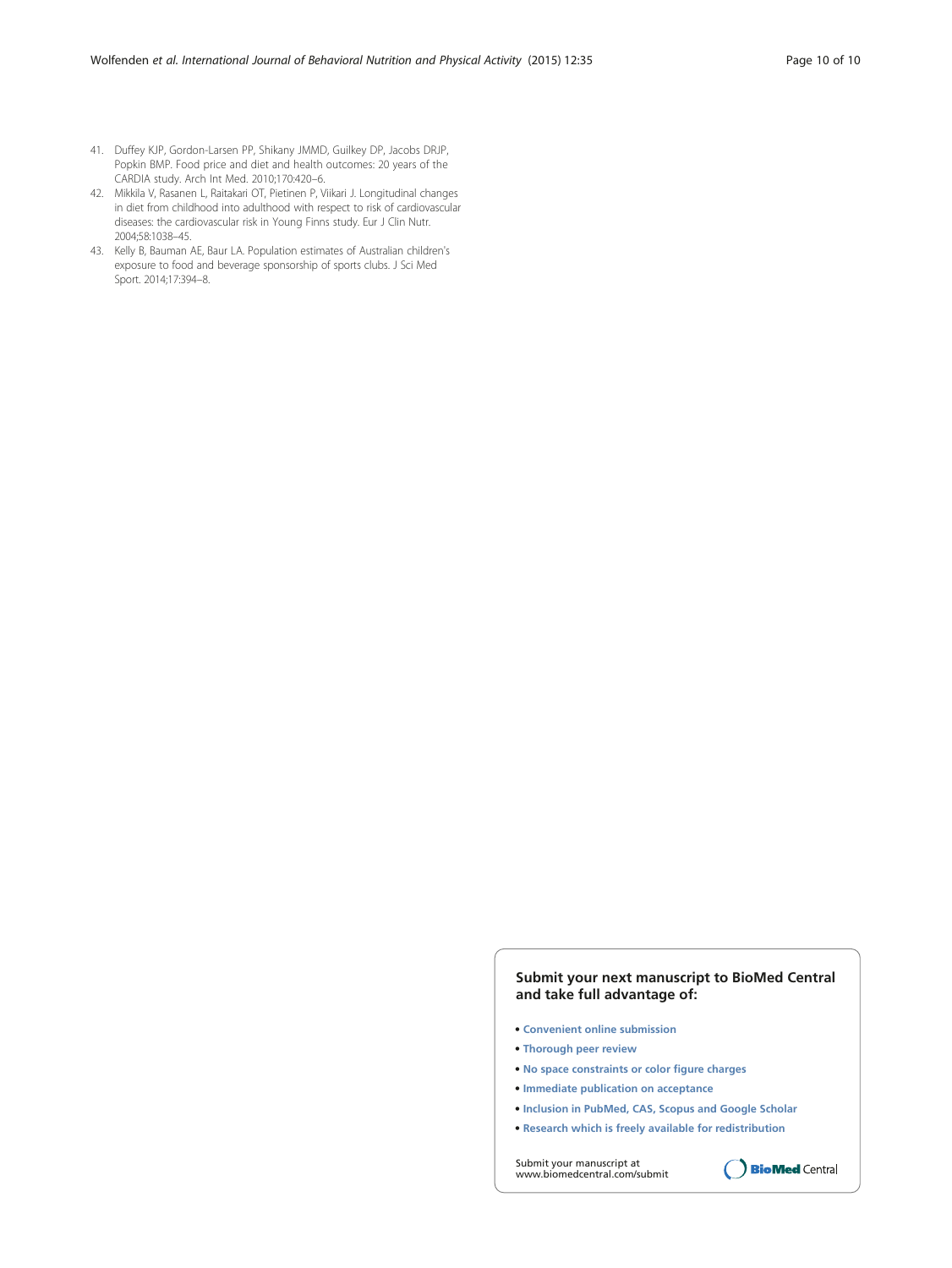41. Duffey KJP, Gordon-Larsen PP, Shikany JMMD, Guilkey DP, Jacobs DRJP, Popkin BMP. Food price and diet and health outcomes: 20 years of the CARDIA study. Arch Int Med. 2010;170:420–6.
42. Mikkila V, Rasanen L, Raitakari OT, Pietinen P, Viikari J. Longitudinal changes in diet from childhood into adulthood with respect to risk of cardiovascular diseases: the cardiovascular risk in Young Finns study. Eur J Clin Nutr. 2004;58:1038–45.
43. Kelly B, Bauman AE, Baur LA. Population estimates of Australian children's exposure to food and beverage sponsorship of sports clubs. J Sci Med Sport. 2014;17:394–8.

**Submit your next manuscript to BioMed Central and take full advantage of:**

- **Convenient online submission**
- **Thorough peer review**
- **No space constraints or color figure charges**
- **Immediate publication on acceptance**
- **Inclusion in PubMed, CAS, Scopus and Google Scholar**
- **Research which is freely available for redistribution**

Submit your manuscript at
www.biomedcentral.com/submit

BioMed Central